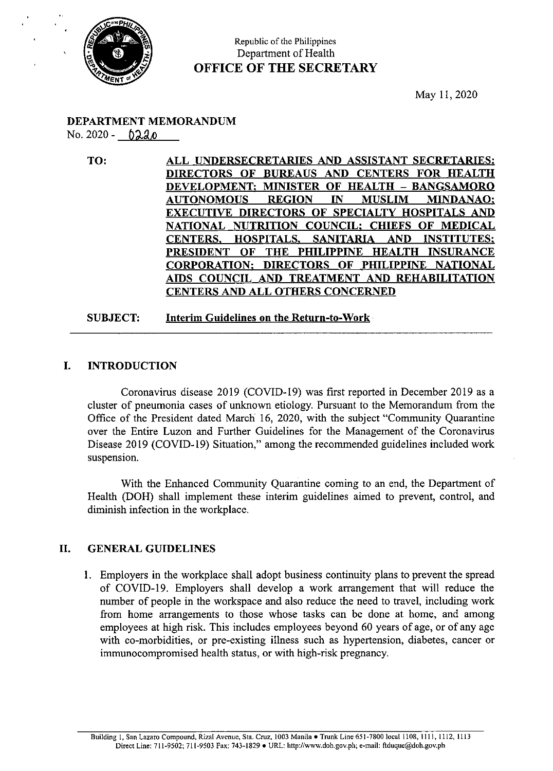Republic of the Philippines
Department of Health
**OFFICE OF THE SECRETARY**

May 11, 2020

**DEPARTMENT MEMORANDUM**
No. 2020 - 0220

**TO:** **ALL UNDERSECRETARIES AND ASSISTANT SECRETARIES; DIRECTORS OF BUREAUS AND CENTERS FOR HEALTH DEVELOPMENT; MINISTER OF HEALTH – BANGSAMORO AUTONOMOUS REGION IN MUSLIM MINDANAO; EXECUTIVE DIRECTORS OF SPECIALTY HOSPITALS AND NATIONAL NUTRITION COUNCIL; CHIEFS OF MEDICAL CENTERS, HOSPITALS, SANITARIA AND INSTITUTES; PRESIDENT OF THE PHILIPPINE HEALTH INSURANCE CORPORATION; DIRECTORS OF PHILIPPINE NATIONAL AIDS COUNCIL AND TREATMENT AND REHABILITATION CENTERS AND ALL OTHERS CONCERNED**

**SUBJECT:** **Interim Guidelines on the Return-to-Work**

## I. INTRODUCTION

Coronavirus disease 2019 (COVID-19) was first reported in December 2019 as a cluster of pneumonia cases of unknown etiology. Pursuant to the Memorandum from the Office of the President dated March 16, 2020, with the subject "Community Quarantine over the Entire Luzon and Further Guidelines for the Management of the Coronavirus Disease 2019 (COVID-19) Situation," among the recommended guidelines included work suspension.

With the Enhanced Community Quarantine coming to an end, the Department of Health (DOH) shall implement these interim guidelines aimed to prevent, control, and diminish infection in the workplace.

## II. GENERAL GUIDELINES

1. Employers in the workplace shall adopt business continuity plans to prevent the spread of COVID-19. Employers shall develop a work arrangement that will reduce the number of people in the workspace and also reduce the need to travel, including work from home arrangements to those whose tasks can be done at home, and among employees at high risk. This includes employees beyond 60 years of age, or of any age with co-morbidities, or pre-existing illness such as hypertension, diabetes, cancer or immunocompromised health status, or with high-risk pregnancy.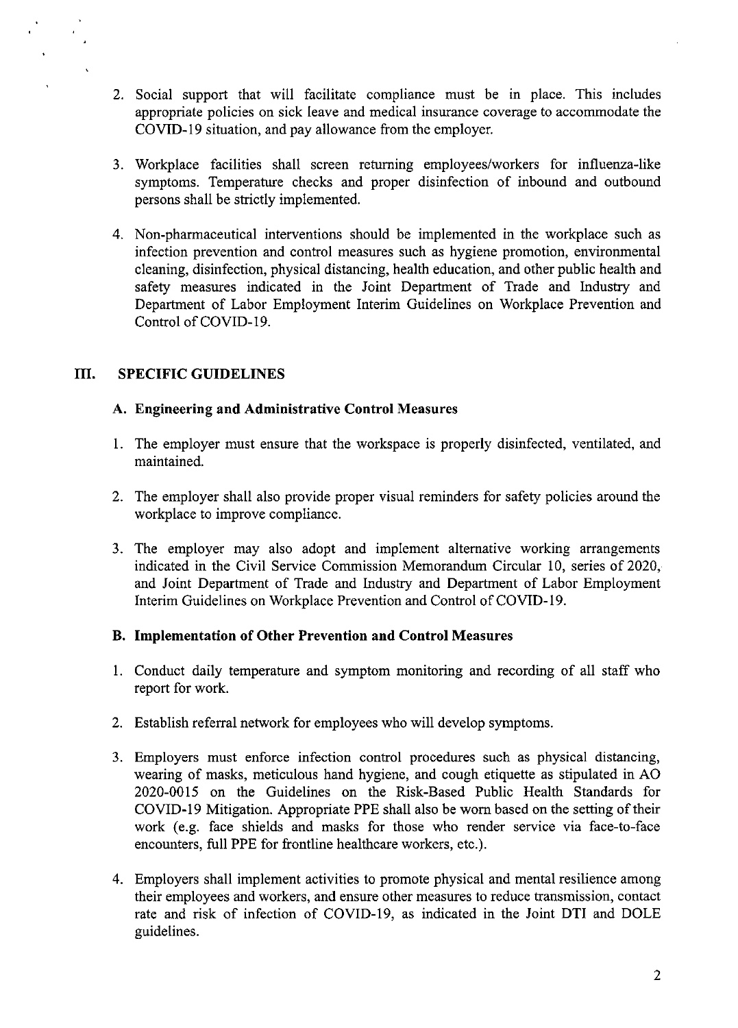2. Social support that will facilitate compliance must be in place. This includes appropriate policies on sick leave and medical insurance coverage to accommodate the COVID-19 situation, and pay allowance from the employer.

3. Workplace facilities shall screen returning employees/workers for influenza-like symptoms. Temperature checks and proper disinfection of inbound and outbound persons shall be strictly implemented.

4. Non-pharmaceutical interventions should be implemented in the workplace such as infection prevention and control measures such as hygiene promotion, environmental cleaning, disinfection, physical distancing, health education, and other public health and safety measures indicated in the Joint Department of Trade and Industry and Department of Labor Employment Interim Guidelines on Workplace Prevention and Control of COVID-19.

## III. SPECIFIC GUIDELINES

### A. Engineering and Administrative Control Measures

1. The employer must ensure that the workspace is properly disinfected, ventilated, and maintained.

2. The employer shall also provide proper visual reminders for safety policies around the workplace to improve compliance.

3. The employer may also adopt and implement alternative working arrangements indicated in the Civil Service Commission Memorandum Circular 10, series of 2020, and Joint Department of Trade and Industry and Department of Labor Employment Interim Guidelines on Workplace Prevention and Control of COVID-19.

### B. Implementation of Other Prevention and Control Measures

1. Conduct daily temperature and symptom monitoring and recording of all staff who report for work.

2. Establish referral network for employees who will develop symptoms.

3. Employers must enforce infection control procedures such as physical distancing, wearing of masks, meticulous hand hygiene, and cough etiquette as stipulated in AO 2020-0015 on the Guidelines on the Risk-Based Public Health Standards for COVID-19 Mitigation. Appropriate PPE shall also be worn based on the setting of their work (e.g. face shields and masks for those who render service via face-to-face encounters, full PPE for frontline healthcare workers, etc.).

4. Employers shall implement activities to promote physical and mental resilience among their employees and workers, and ensure other measures to reduce transmission, contact rate and risk of infection of COVID-19, as indicated in the Joint DTI and DOLE guidelines.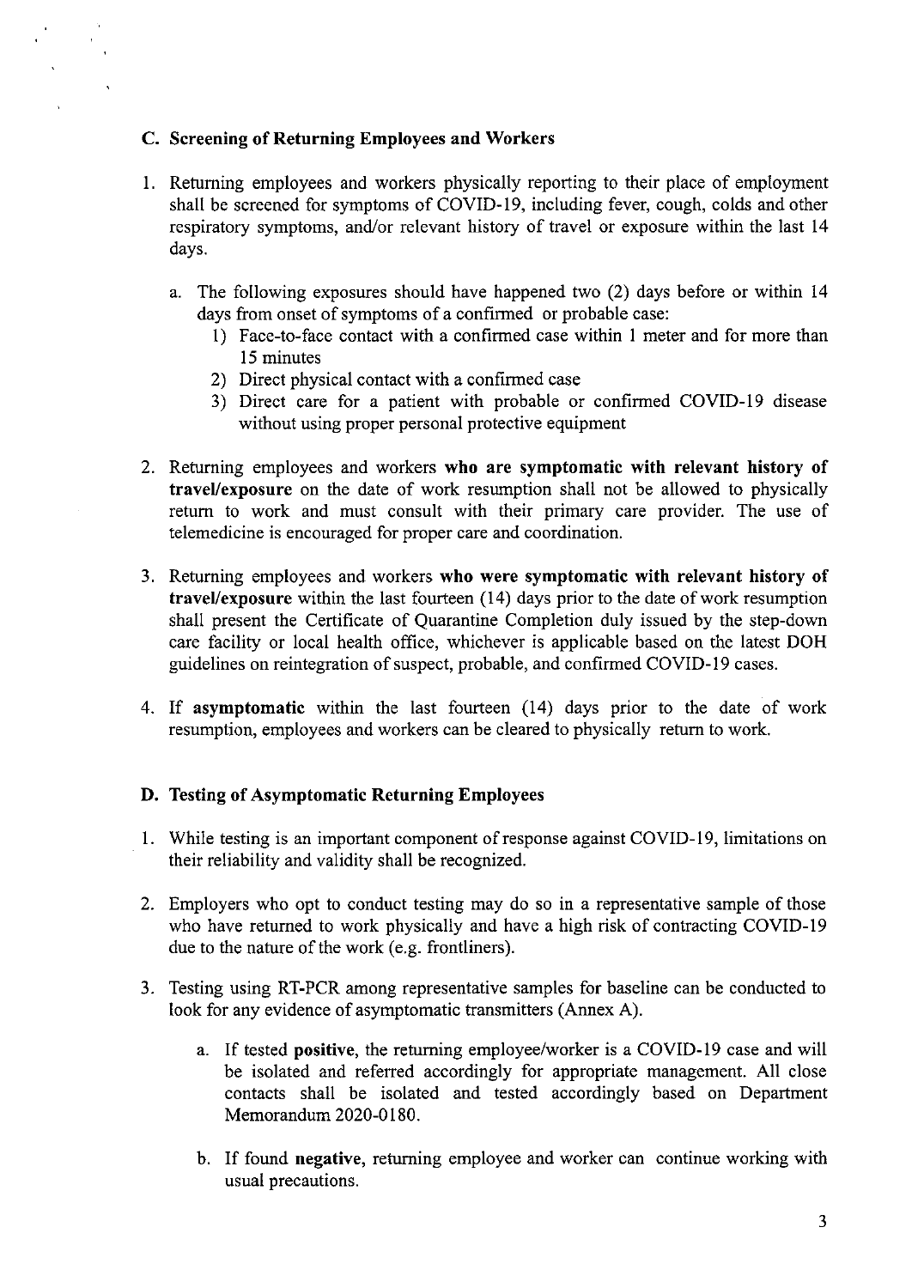## C. Screening of Returning Employees and Workers

1. Returning employees and workers physically reporting to their place of employment shall be screened for symptoms of COVID-19, including fever, cough, colds and other respiratory symptoms, and/or relevant history of travel or exposure within the last 14 days.

   a. The following exposures should have happened two (2) days before or within 14 days from onset of symptoms of a confirmed or probable case:
      1) Face-to-face contact with a confirmed case within 1 meter and for more than 15 minutes
      2) Direct physical contact with a confirmed case
      3) Direct care for a patient with probable or confirmed COVID-19 disease without using proper personal protective equipment

2. Returning employees and workers **who are symptomatic with relevant history of travel/exposure** on the date of work resumption shall not be allowed to physically return to work and must consult with their primary care provider. The use of telemedicine is encouraged for proper care and coordination.

3. Returning employees and workers **who were symptomatic with relevant history of travel/exposure** within the last fourteen (14) days prior to the date of work resumption shall present the Certificate of Quarantine Completion duly issued by the step-down care facility or local health office, whichever is applicable based on the latest DOH guidelines on reintegration of suspect, probable, and confirmed COVID-19 cases.

4. If **asymptomatic** within the last fourteen (14) days prior to the date of work resumption, employees and workers can be cleared to physically return to work.

## D. Testing of Asymptomatic Returning Employees

1. While testing is an important component of response against COVID-19, limitations on their reliability and validity shall be recognized.

2. Employers who opt to conduct testing may do so in a representative sample of those who have returned to work physically and have a high risk of contracting COVID-19 due to the nature of the work (e.g. frontliners).

3. Testing using RT-PCR among representative samples for baseline can be conducted to look for any evidence of asymptomatic transmitters (Annex A).

   a. If tested **positive**, the returning employee/worker is a COVID-19 case and will be isolated and referred accordingly for appropriate management. All close contacts shall be isolated and tested accordingly based on Department Memorandum 2020-0180.

   b. If found **negative**, returning employee and worker can continue working with usual precautions.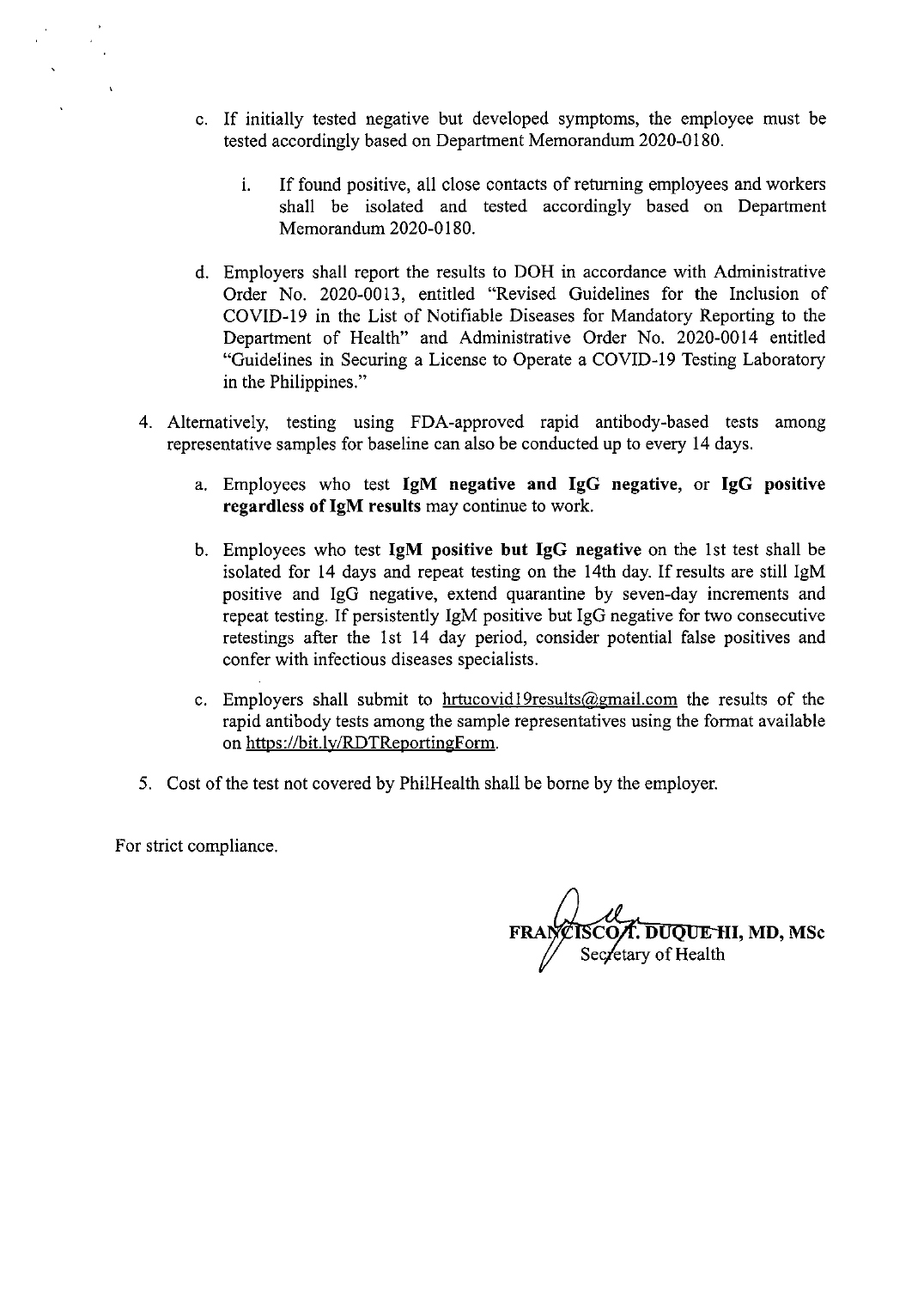c. If initially tested negative but developed symptoms, the employee must be tested accordingly based on Department Memorandum 2020-0180.

   i. If found positive, all close contacts of returning employees and workers shall be isolated and tested accordingly based on Department Memorandum 2020-0180.

d. Employers shall report the results to DOH in accordance with Administrative Order No. 2020-0013, entitled "Revised Guidelines for the Inclusion of COVID-19 in the List of Notifiable Diseases for Mandatory Reporting to the Department of Health" and Administrative Order No. 2020-0014 entitled "Guidelines in Securing a License to Operate a COVID-19 Testing Laboratory in the Philippines."

4. Alternatively, testing using FDA-approved rapid antibody-based tests among representative samples for baseline can also be conducted up to every 14 days.

   a. Employees who test **IgM negative and IgG negative**, or **IgG positive regardless of IgM results** may continue to work.

   b. Employees who test **IgM positive but IgG negative** on the 1st test shall be isolated for 14 days and repeat testing on the 14th day. If results are still IgM positive and IgG negative, extend quarantine by seven-day increments and repeat testing. If persistently IgM positive but IgG negative for two consecutive retestings after the 1st 14 day period, consider potential false positives and confer with infectious diseases specialists.

   c. Employers shall submit to hrtucovid19results@gmail.com the results of the rapid antibody tests among the sample representatives using the format available on https://bit.ly/RDTReportingForm.

5. Cost of the test not covered by PhilHealth shall be borne by the employer.

For strict compliance.

**FRANCISCO T. DUQUE III, MD, MSc**
Secretary of Health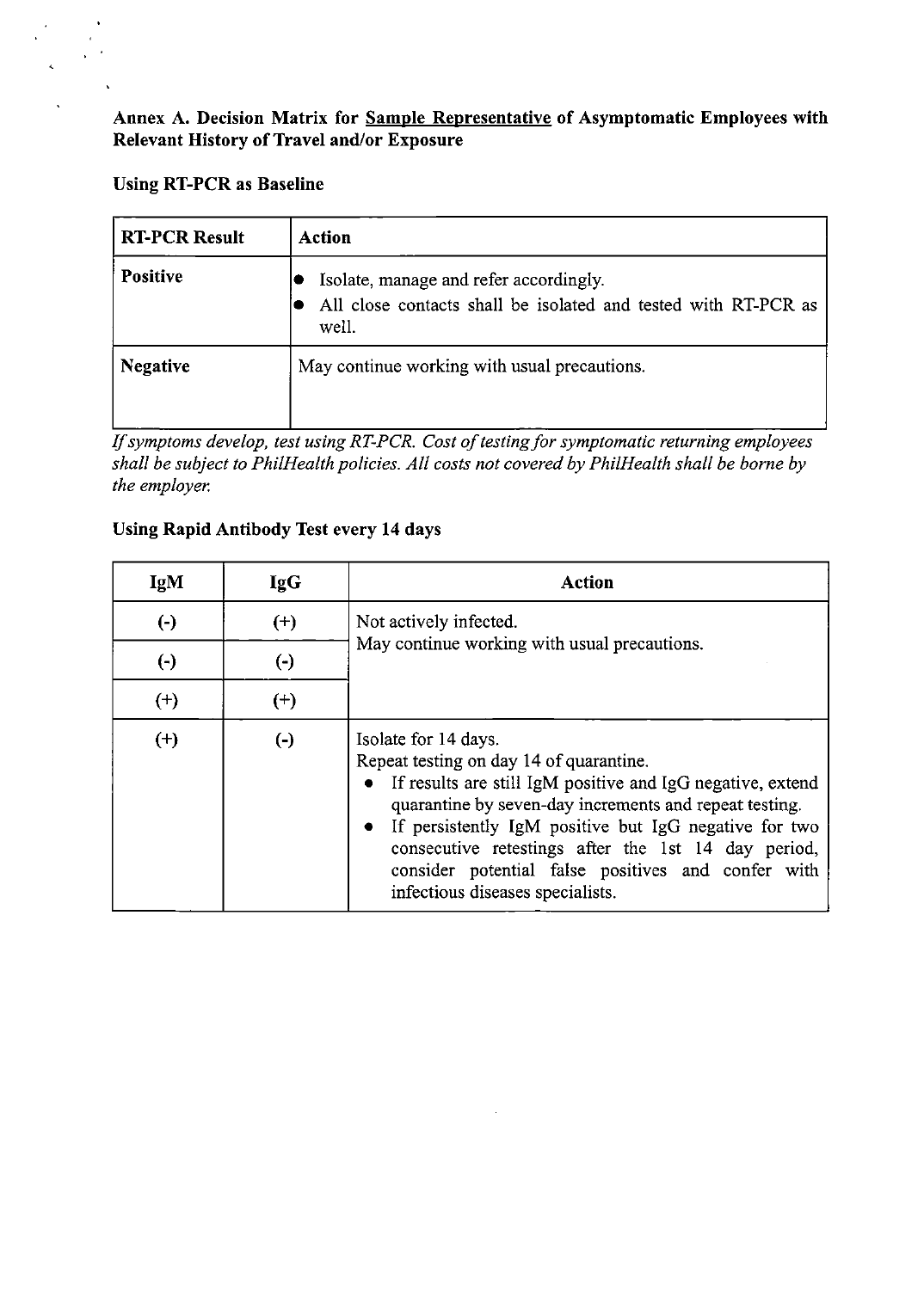**Annex A. Decision Matrix for <u>Sample Representative</u> of Asymptomatic Employees with Relevant History of Travel and/or Exposure**

**Using RT-PCR as Baseline**

| RT-PCR Result | Action |
|---|---|
| **Positive** | • Isolate, manage and refer accordingly.<br>• All close contacts shall be isolated and tested with RT-PCR as well. |
| **Negative** | May continue working with usual precautions. |

*If symptoms develop, test using RT-PCR. Cost of testing for symptomatic returning employees shall be subject to PhilHealth policies. All costs not covered by PhilHealth shall be borne by the employer.*

**Using Rapid Antibody Test every 14 days**

| IgM | IgG | Action |
|---|---|---|
| (-) | (+) | Not actively infected.<br>May continue working with usual precautions. |
| (-) | (-) | |
| (+) | (+) | |
| (+) | (-) | Isolate for 14 days.<br>Repeat testing on day 14 of quarantine.<br>• If results are still IgM positive and IgG negative, extend quarantine by seven-day increments and repeat testing.<br>• If persistently IgM positive but IgG negative for two consecutive retestings after the 1st 14 day period, consider potential false positives and confer with infectious diseases specialists. |